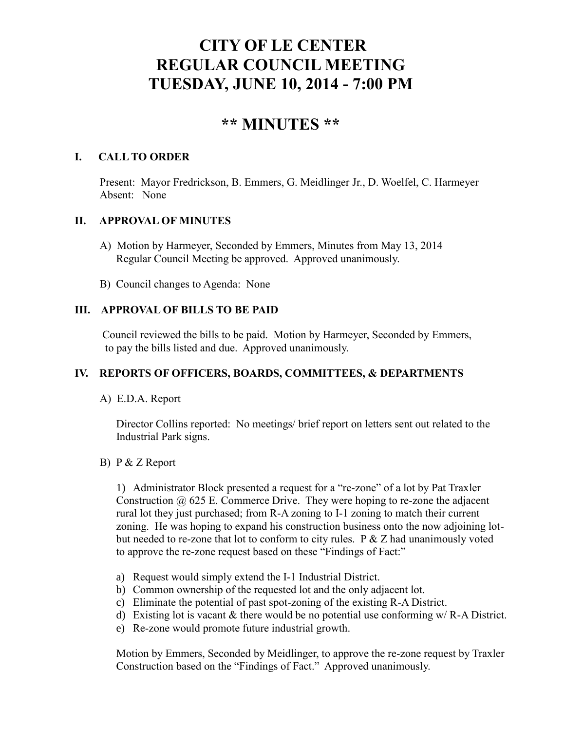# CITY OF LE CENTER
# REGULAR COUNCIL MEETING
# TUESDAY, JUNE 10, 2014 - 7:00 PM

## ** MINUTES **

### I. CALL TO ORDER

Present: Mayor Fredrickson, B. Emmers, G. Meidlinger Jr., D. Woelfel, C. Harmeyer
Absent: None

### II. APPROVAL OF MINUTES

A) Motion by Harmeyer, Seconded by Emmers, Minutes from May 13, 2014 Regular Council Meeting be approved. Approved unanimously.

B) Council changes to Agenda: None

### III. APPROVAL OF BILLS TO BE PAID

Council reviewed the bills to be paid. Motion by Harmeyer, Seconded by Emmers, to pay the bills listed and due. Approved unanimously.

### IV. REPORTS OF OFFICERS, BOARDS, COMMITTEES, & DEPARTMENTS

A) E.D.A. Report

Director Collins reported: No meetings/ brief report on letters sent out related to the Industrial Park signs.

B) P & Z Report

1) Administrator Block presented a request for a "re-zone" of a lot by Pat Traxler Construction @ 625 E. Commerce Drive. They were hoping to re-zone the adjacent rural lot they just purchased; from R-A zoning to I-1 zoning to match their current zoning. He was hoping to expand his construction business onto the now adjoining lot- but needed to re-zone that lot to conform to city rules. P & Z had unanimously voted to approve the re-zone request based on these "Findings of Fact:"

a) Request would simply extend the I-1 Industrial District.
b) Common ownership of the requested lot and the only adjacent lot.
c) Eliminate the potential of past spot-zoning of the existing R-A District.
d) Existing lot is vacant & there would be no potential use conforming w/ R-A District.
e) Re-zone would promote future industrial growth.

Motion by Emmers, Seconded by Meidlinger, to approve the re-zone request by Traxler Construction based on the "Findings of Fact." Approved unanimously.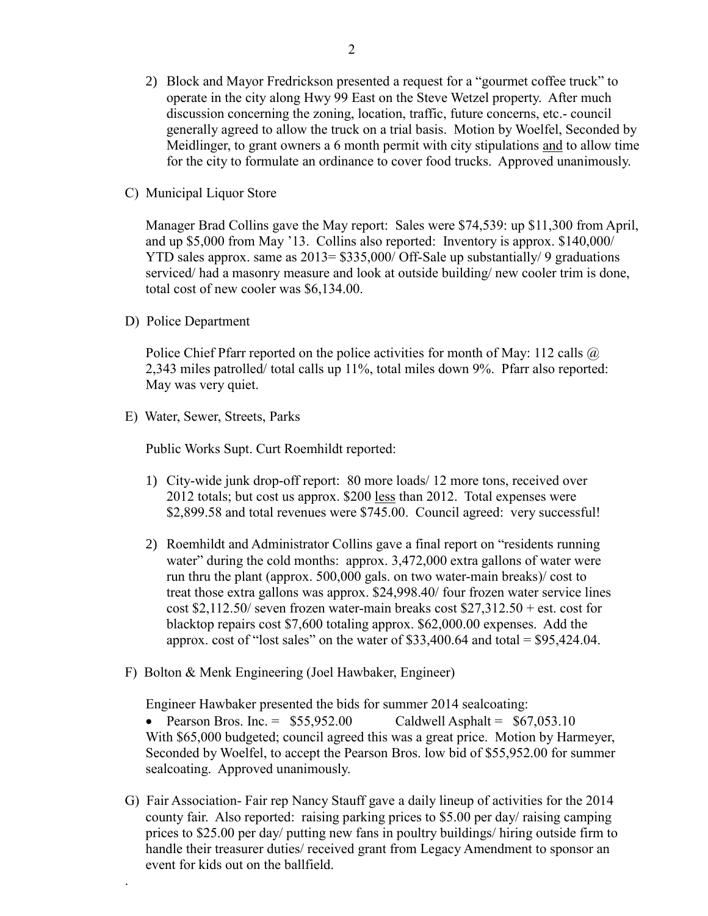2) Block and Mayor Fredrickson presented a request for a "gourmet coffee truck" to operate in the city along Hwy 99 East on the Steve Wetzel property. After much discussion concerning the zoning, location, traffic, future concerns, etc.- council generally agreed to allow the truck on a trial basis. Motion by Woelfel, Seconded by Meidlinger, to grant owners a 6 month permit with city stipulations <u>and</u> to allow time for the city to formulate an ordinance to cover food trucks. Approved unanimously.

C) Municipal Liquor Store

Manager Brad Collins gave the May report: Sales were $74,539: up $11,300 from April, and up $5,000 from May '13. Collins also reported: Inventory is approx. $140,000/ YTD sales approx. same as 2013= $335,000/ Off-Sale up substantially/ 9 graduations serviced/ had a masonry measure and look at outside building/ new cooler trim is done, total cost of new cooler was $6,134.00.

D) Police Department

Police Chief Pfarr reported on the police activities for month of May: 112 calls @ 2,343 miles patrolled/ total calls up 11%, total miles down 9%. Pfarr also reported: May was very quiet.

E) Water, Sewer, Streets, Parks

Public Works Supt. Curt Roemhildt reported:

1) City-wide junk drop-off report: 80 more loads/ 12 more tons, received over 2012 totals; but cost us approx. $200 <u>less</u> than 2012. Total expenses were $2,899.58 and total revenues were $745.00. Council agreed: very successful!

2) Roemhildt and Administrator Collins gave a final report on "residents running water" during the cold months: approx. 3,472,000 extra gallons of water were run thru the plant (approx. 500,000 gals. on two water-main breaks)/ cost to treat those extra gallons was approx. $24,998.40/ four frozen water service lines cost $2,112.50/ seven frozen water-main breaks cost $27,312.50 + est. cost for blacktop repairs cost $7,600 totaling approx. $62,000.00 expenses. Add the approx. cost of "lost sales" on the water of $33,400.64 and total = $95,424.04.

F) Bolton & Menk Engineering (Joel Hawbaker, Engineer)

Engineer Hawbaker presented the bids for summer 2014 sealcoating:

- Pearson Bros. Inc. = $55,952.00 Caldwell Asphalt = $67,053.10

With $65,000 budgeted; council agreed this was a great price. Motion by Harmeyer, Seconded by Woelfel, to accept the Pearson Bros. low bid of $55,952.00 for summer sealcoating. Approved unanimously.

G) Fair Association- Fair rep Nancy Stauff gave a daily lineup of activities for the 2014 county fair. Also reported: raising parking prices to $5.00 per day/ raising camping prices to $25.00 per day/ putting new fans in poultry buildings/ hiring outside firm to handle their treasurer duties/ received grant from Legacy Amendment to sponsor an event for kids out on the ballfield.

.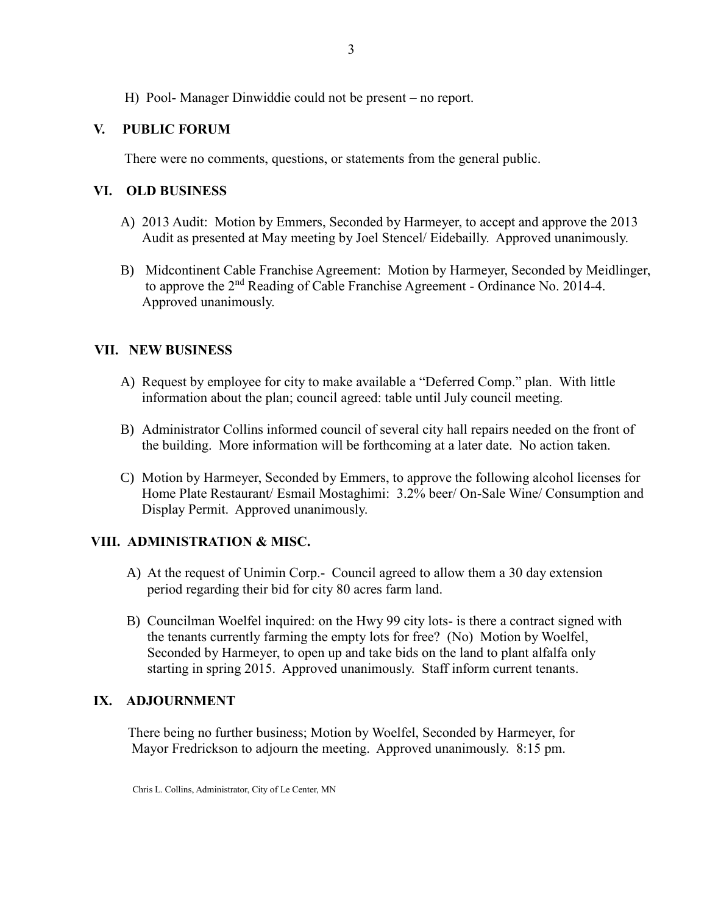H) Pool- Manager Dinwiddie could not be present – no report.

## V. PUBLIC FORUM

There were no comments, questions, or statements from the general public.

## VI. OLD BUSINESS

A) 2013 Audit: Motion by Emmers, Seconded by Harmeyer, to accept and approve the 2013 Audit as presented at May meeting by Joel Stencel/ Eidebailly. Approved unanimously.

B) Midcontinent Cable Franchise Agreement: Motion by Harmeyer, Seconded by Meidlinger, to approve the 2nd Reading of Cable Franchise Agreement - Ordinance No. 2014-4. Approved unanimously.

## VII. NEW BUSINESS

A) Request by employee for city to make available a "Deferred Comp." plan. With little information about the plan; council agreed: table until July council meeting.

B) Administrator Collins informed council of several city hall repairs needed on the front of the building. More information will be forthcoming at a later date. No action taken.

C) Motion by Harmeyer, Seconded by Emmers, to approve the following alcohol licenses for Home Plate Restaurant/ Esmail Mostaghimi: 3.2% beer/ On-Sale Wine/ Consumption and Display Permit. Approved unanimously.

## VIII. ADMINISTRATION & MISC.

A) At the request of Unimin Corp.- Council agreed to allow them a 30 day extension period regarding their bid for city 80 acres farm land.

B) Councilman Woelfel inquired: on the Hwy 99 city lots- is there a contract signed with the tenants currently farming the empty lots for free? (No) Motion by Woelfel, Seconded by Harmeyer, to open up and take bids on the land to plant alfalfa only starting in spring 2015. Approved unanimously. Staff inform current tenants.

## IX. ADJOURNMENT

There being no further business; Motion by Woelfel, Seconded by Harmeyer, for Mayor Fredrickson to adjourn the meeting. Approved unanimously. 8:15 pm.

Chris L. Collins, Administrator, City of Le Center, MN